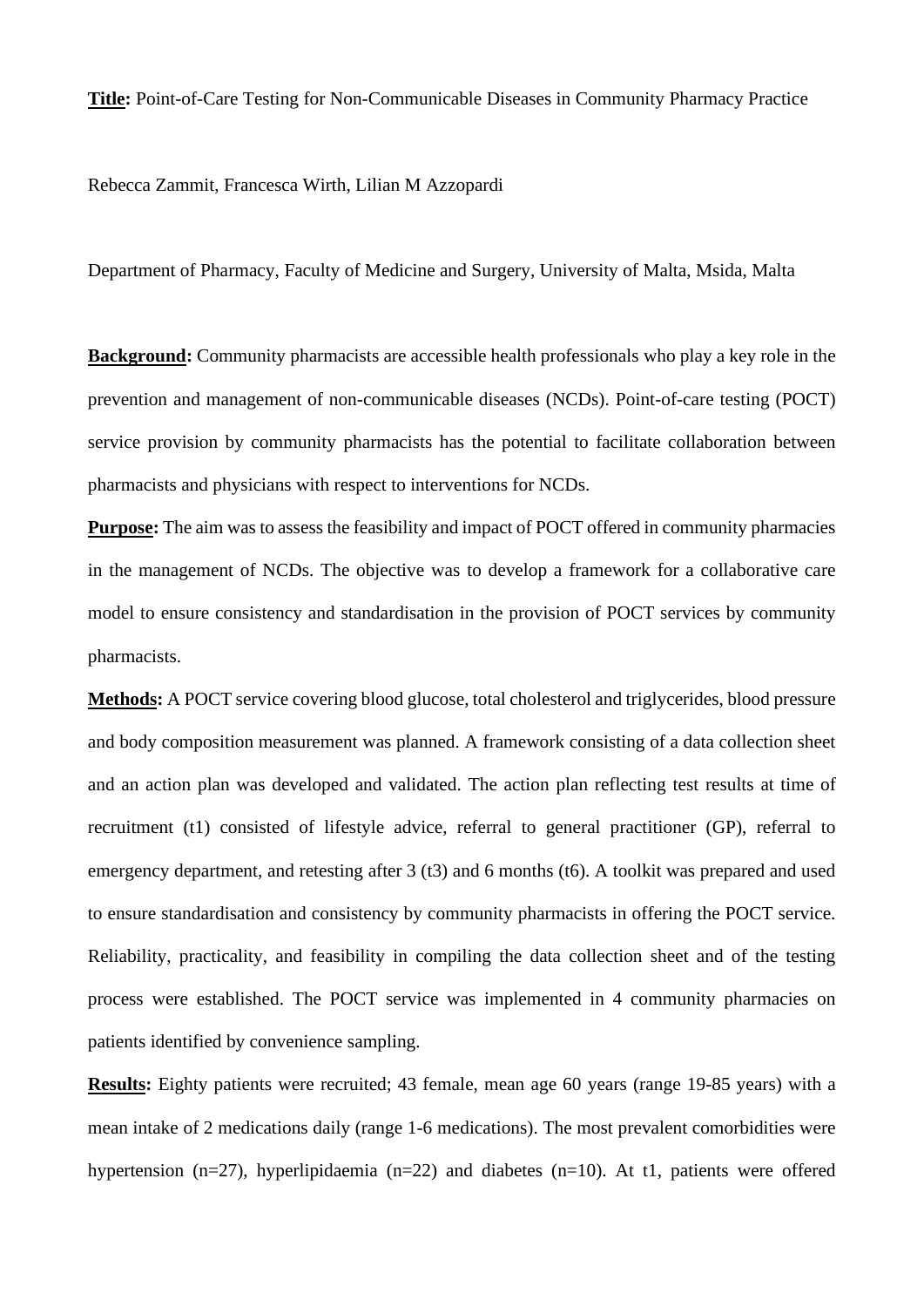**Title:** Point-of-Care Testing for Non-Communicable Diseases in Community Pharmacy Practice

Rebecca Zammit, Francesca Wirth, Lilian M Azzopardi

Department of Pharmacy, Faculty of Medicine and Surgery, University of Malta, Msida, Malta

**Background:** Community pharmacists are accessible health professionals who play a key role in the prevention and management of non-communicable diseases (NCDs). Point-of-care testing (POCT) service provision by community pharmacists has the potential to facilitate collaboration between pharmacists and physicians with respect to interventions for NCDs.

**Purpose:** The aim was to assess the feasibility and impact of POCT offered in community pharmacies in the management of NCDs. The objective was to develop a framework for a collaborative care model to ensure consistency and standardisation in the provision of POCT services by community pharmacists.

**Methods:** A POCT service covering blood glucose, total cholesterol and triglycerides, blood pressure and body composition measurement was planned. A framework consisting of a data collection sheet and an action plan was developed and validated. The action plan reflecting test results at time of recruitment (t1) consisted of lifestyle advice, referral to general practitioner (GP), referral to emergency department, and retesting after 3 (t3) and 6 months (t6). A toolkit was prepared and used to ensure standardisation and consistency by community pharmacists in offering the POCT service. Reliability, practicality, and feasibility in compiling the data collection sheet and of the testing process were established. The POCT service was implemented in 4 community pharmacies on patients identified by convenience sampling.

**Results:** Eighty patients were recruited; 43 female, mean age 60 years (range 19-85 years) with a mean intake of 2 medications daily (range 1-6 medications). The most prevalent comorbidities were hypertension (n=27), hyperlipidaemia (n=22) and diabetes (n=10). At t1, patients were offered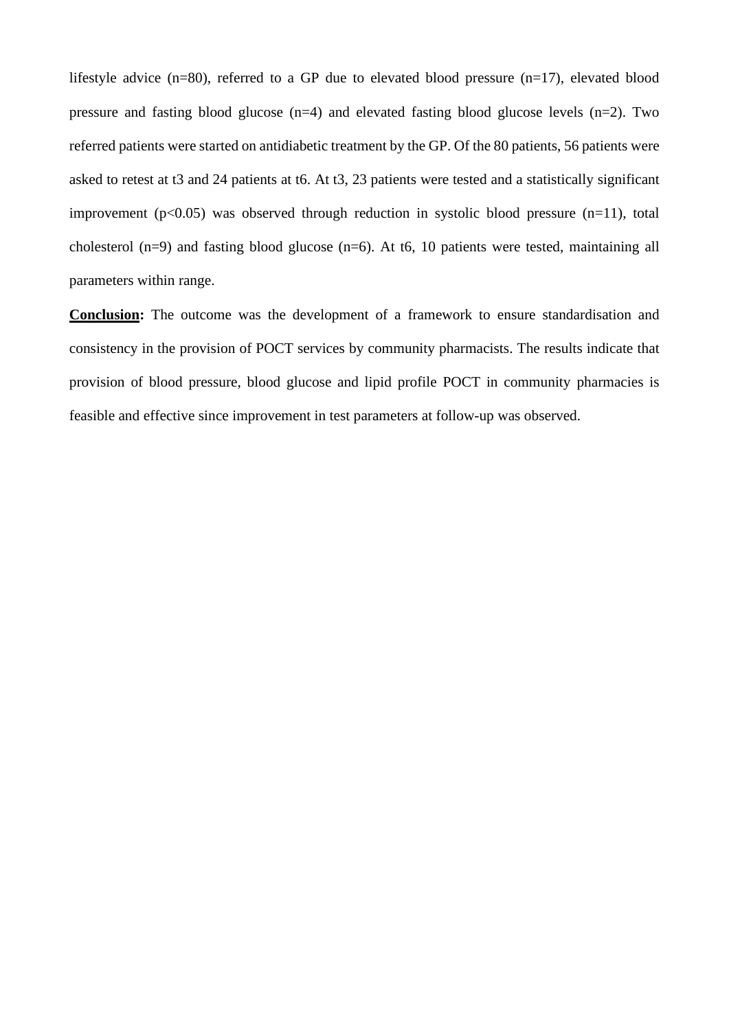lifestyle advice (n=80), referred to a GP due to elevated blood pressure (n=17), elevated blood pressure and fasting blood glucose (n=4) and elevated fasting blood glucose levels (n=2). Two referred patients were started on antidiabetic treatment by the GP. Of the 80 patients, 56 patients were asked to retest at t3 and 24 patients at t6. At t3, 23 patients were tested and a statistically significant improvement ($p<0.05$) was observed through reduction in systolic blood pressure (n=11), total cholesterol (n=9) and fasting blood glucose (n=6). At t6, 10 patients were tested, maintaining all parameters within range.

**Conclusion:** The outcome was the development of a framework to ensure standardisation and consistency in the provision of POCT services by community pharmacists. The results indicate that provision of blood pressure, blood glucose and lipid profile POCT in community pharmacies is feasible and effective since improvement in test parameters at follow-up was observed.